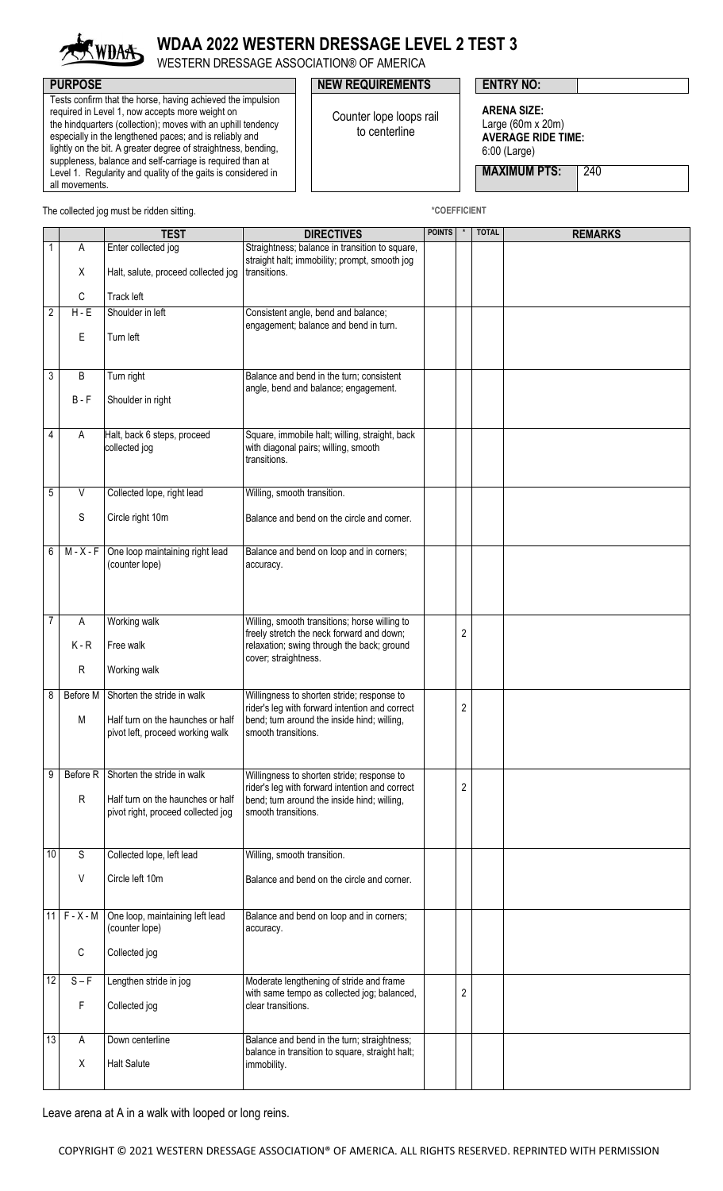# WDAA 2022 WESTERN DRESSAGE LEVEL 2 TEST 3

WESTERN DRESSAGE ASSOCIATION® OF AMERICA

| PURPOSE | NEW REQUIREMENTS | ENTRY NO: |
|---|---|---|
| Tests confirm that the horse, having achieved the impulsion required in Level 1, now accepts more weight on the hindquarters (collection); moves with an uphill tendency especially in the lengthened paces; and is reliably and lightly on the bit. A greater degree of straightness, bending, suppleness, balance and self-carriage is required than at Level 1. Regularity and quality of the gaits is considered in all movements. | Counter lope loops rail to centerline | **ARENA SIZE:** Large (60m x 20m)<br>**AVERAGE RIDE TIME:** 6:00 (Large)<br>**MAXIMUM PTS:** 240 |

The collected jog must be ridden sitting.

*COEFFICIENT

| | | TEST | DIRECTIVES | POINTS | * | TOTAL | REMARKS |
|---|---|---|---|---|---|---|---|
| 1 | A<br>X<br>C | Enter collected jog<br>Halt, salute, proceed collected jog<br>Track left | Straightness; balance in transition to square, straight halt; immobility; prompt, smooth jog transitions. | | | | |
| 2 | H - E<br>E | Shoulder in left<br>Turn left | Consistent angle, bend and balance; engagement; balance and bend in turn. | | | | |
| 3 | B<br>B - F | Turn right<br>Shoulder in right | Balance and bend in the turn; consistent angle, bend and balance; engagement. | | | | |
| 4 | A | Halt, back 6 steps, proceed collected jog | Square, immobile halt; willing, straight, back with diagonal pairs; willing, smooth transitions. | | | | |
| 5 | V<br>S | Collected lope, right lead<br>Circle right 10m | Willing, smooth transition.<br>Balance and bend on the circle and corner. | | | | |
| 6 | M - X - F | One loop maintaining right lead (counter lope) | Balance and bend on loop and in corners; accuracy. | | | | |
| 7 | A<br>K - R<br>R | Working walk<br>Free walk<br>Working walk | Willing, smooth transitions; horse willing to freely stretch the neck forward and down; relaxation; swing through the back; ground cover; straightness. | | 2 | | |
| 8 | Before M<br>M | Shorten the stride in walk<br>Half turn on the haunches or half pivot left, proceed working walk | Willingness to shorten stride; response to rider's leg with forward intention and correct bend; turn around the inside hind; willing, smooth transitions. | | 2 | | |
| 9 | Before R<br>R | Shorten the stride in walk<br>Half turn on the haunches or half pivot right, proceed collected jog | Willingness to shorten stride; response to rider's leg with forward intention and correct bend; turn around the inside hind; willing, smooth transitions. | | 2 | | |
| 10 | S<br>V | Collected lope, left lead<br>Circle left 10m | Willing, smooth transition.<br>Balance and bend on the circle and corner. | | | | |
| 11 | F - X - M<br>C | One loop, maintaining left lead (counter lope)<br>Collected jog | Balance and bend on loop and in corners; accuracy. | | | | |
| 12 | S – F<br>F | Lengthen stride in jog<br>Collected jog | Moderate lengthening of stride and frame with same tempo as collected jog; balanced, clear transitions. | | 2 | | |
| 13 | A<br>X | Down centerline<br>Halt Salute | Balance and bend in the turn; straightness; balance in transition to square, straight halt; immobility. | | | | |

Leave arena at A in a walk with looped or long reins.

COPYRIGHT © 2021 WESTERN DRESSAGE ASSOCIATION® OF AMERICA. ALL RIGHTS RESERVED. REPRINTED WITH PERMISSION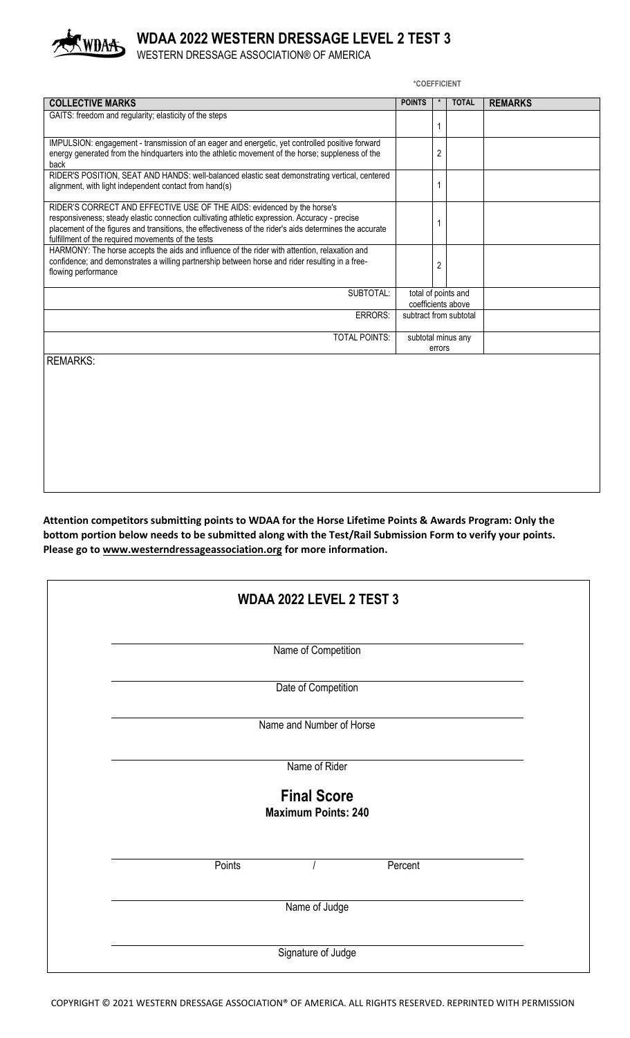# WDAA 2022 WESTERN DRESSAGE LEVEL 2 TEST 3

WESTERN DRESSAGE ASSOCIATION® OF AMERICA

*COEFFICIENT

| COLLECTIVE MARKS | POINTS | * | TOTAL | REMARKS |
|---|---|---|---|---|
| GAITS: freedom and regularity; elasticity of the steps | | 1 | | |
| IMPULSION: engagement - transmission of an eager and energetic, yet controlled positive forward energy generated from the hindquarters into the athletic movement of the horse; suppleness of the back | | 2 | | |
| RIDER'S POSITION, SEAT AND HANDS: well-balanced elastic seat demonstrating vertical, centered alignment, with light independent contact from hand(s) | | 1 | | |
| RIDER'S CORRECT AND EFFECTIVE USE OF THE AIDS: evidenced by the horse's responsiveness; steady elastic connection cultivating athletic expression. Accuracy - precise placement of the figures and transitions, the effectiveness of the rider's aids determines the accurate fulfillment of the required movements of the tests | | 1 | | |
| HARMONY: The horse accepts the aids and influence of the rider with attention, relaxation and confidence; and demonstrates a willing partnership between horse and rider resulting in a free-flowing performance | | 2 | | |
| SUBTOTAL: | total of points and coefficients above | | | |
| ERRORS: | subtract from subtotal | | | |
| TOTAL POINTS: | subtotal minus any errors | | | |

REMARKS:

**Attention competitors submitting points to WDAA for the Horse Lifetime Points & Awards Program: Only the bottom portion below needs to be submitted along with the Test/Rail Submission Form to verify your points. Please go to www.westerndressageassociation.org for more information.**

## WDAA 2022 LEVEL 2 TEST 3

Name of Competition

Date of Competition

Name and Number of Horse

Name of Rider

**Final Score**

**Maximum Points: 240**

Points / Percent

Name of Judge

Signature of Judge

COPYRIGHT © 2021 WESTERN DRESSAGE ASSOCIATION® OF AMERICA. ALL RIGHTS RESERVED. REPRINTED WITH PERMISSION